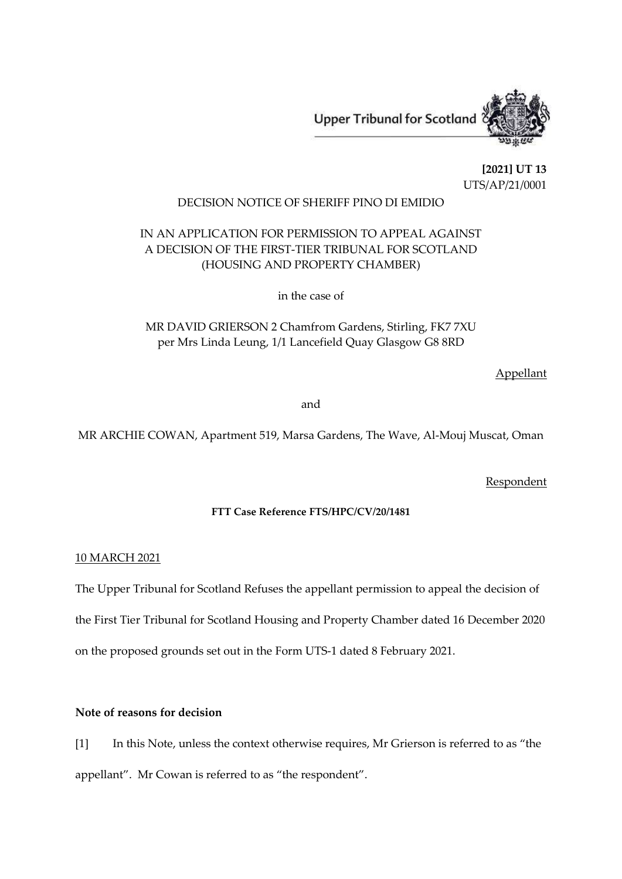Upper Tribunal for Scotland

**[2021] UT 13**
UTS/AP/21/0001

DECISION NOTICE OF SHERIFF PINO DI EMIDIO

IN AN APPLICATION FOR PERMISSION TO APPEAL AGAINST A DECISION OF THE FIRST-TIER TRIBUNAL FOR SCOTLAND (HOUSING AND PROPERTY CHAMBER)

in the case of

MR DAVID GRIERSON 2 Chamfrom Gardens, Stirling, FK7 7XU
per Mrs Linda Leung, 1/1 Lancefield Quay Glasgow G8 8RD

Appellant

and

MR ARCHIE COWAN, Apartment 519, Marsa Gardens, The Wave, Al-Mouj Muscat, Oman

Respondent

**FTT Case Reference FTS/HPC/CV/20/1481**

10 MARCH 2021

The Upper Tribunal for Scotland Refuses the appellant permission to appeal the decision of the First Tier Tribunal for Scotland Housing and Property Chamber dated 16 December 2020 on the proposed grounds set out in the Form UTS-1 dated 8 February 2021.

**Note of reasons for decision**

[1] In this Note, unless the context otherwise requires, Mr Grierson is referred to as "the appellant". Mr Cowan is referred to as "the respondent".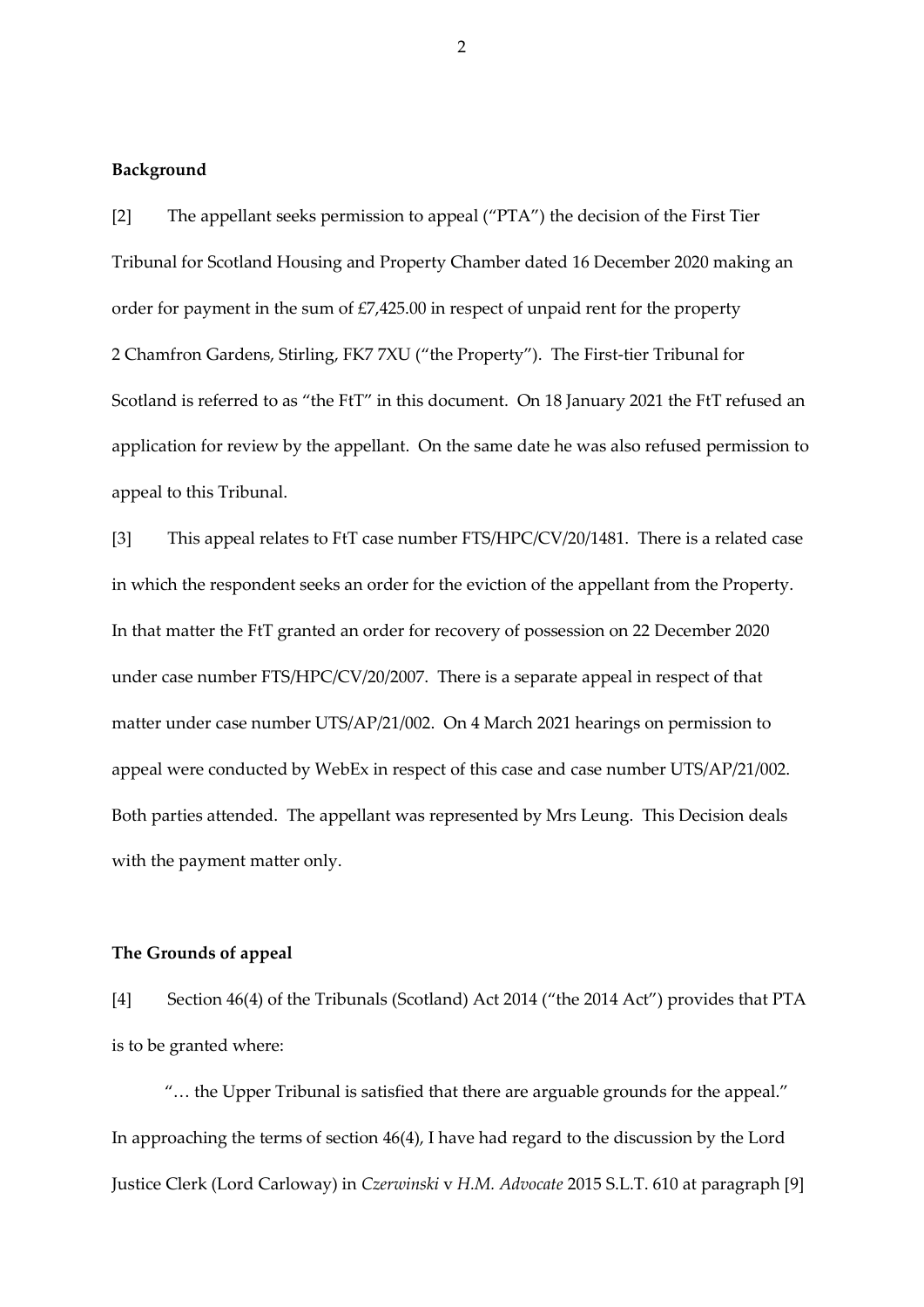**Background**

[2] The appellant seeks permission to appeal ("PTA") the decision of the First Tier Tribunal for Scotland Housing and Property Chamber dated 16 December 2020 making an order for payment in the sum of £7,425.00 in respect of unpaid rent for the property 2 Chamfron Gardens, Stirling, FK7 7XU ("the Property"). The First-tier Tribunal for Scotland is referred to as "the FtT" in this document. On 18 January 2021 the FtT refused an application for review by the appellant. On the same date he was also refused permission to appeal to this Tribunal.

[3] This appeal relates to FtT case number FTS/HPC/CV/20/1481. There is a related case in which the respondent seeks an order for the eviction of the appellant from the Property. In that matter the FtT granted an order for recovery of possession on 22 December 2020 under case number FTS/HPC/CV/20/2007. There is a separate appeal in respect of that matter under case number UTS/AP/21/002. On 4 March 2021 hearings on permission to appeal were conducted by WebEx in respect of this case and case number UTS/AP/21/002. Both parties attended. The appellant was represented by Mrs Leung. This Decision deals with the payment matter only.

**The Grounds of appeal**

[4] Section 46(4) of the Tribunals (Scotland) Act 2014 ("the 2014 Act") provides that PTA is to be granted where:

"… the Upper Tribunal is satisfied that there are arguable grounds for the appeal."

In approaching the terms of section 46(4), I have had regard to the discussion by the Lord Justice Clerk (Lord Carloway) in *Czerwinski* v *H.M. Advocate* 2015 S.L.T. 610 at paragraph [9]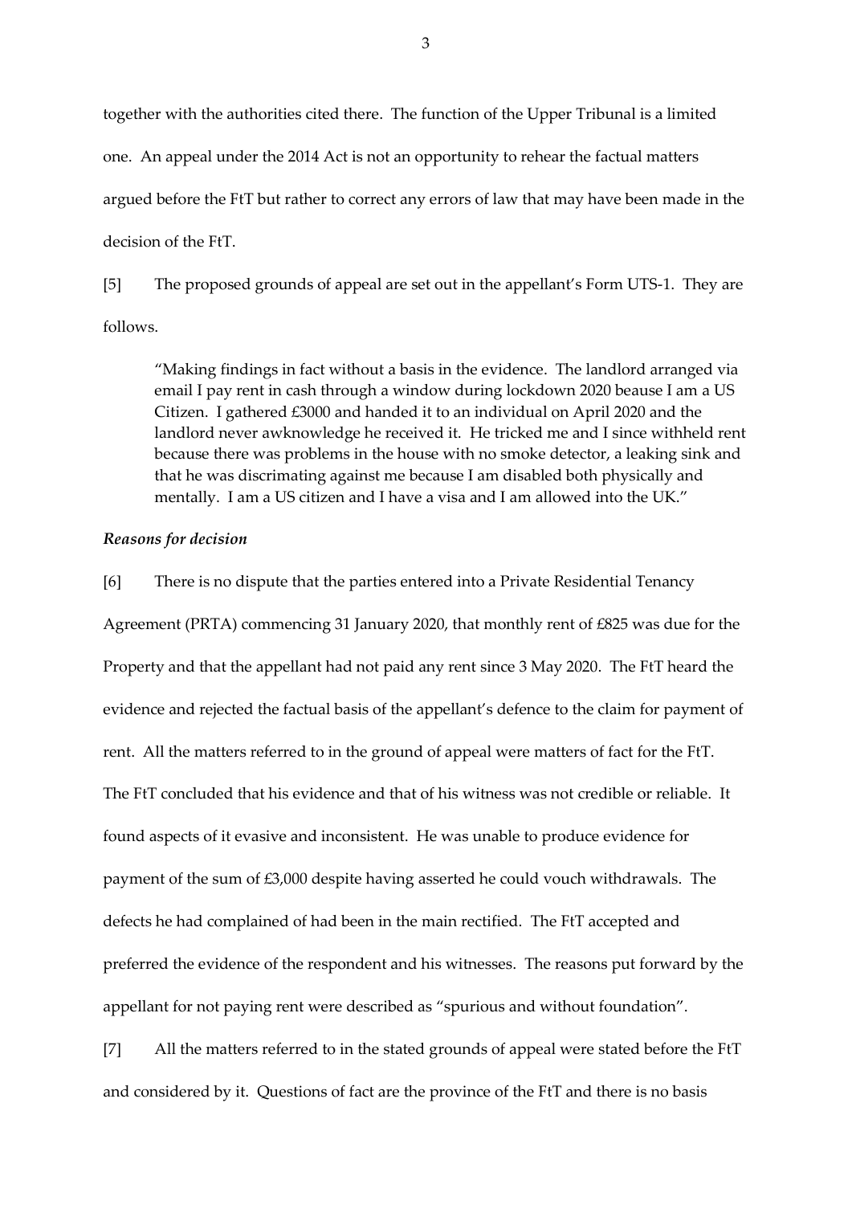together with the authorities cited there. The function of the Upper Tribunal is a limited one. An appeal under the 2014 Act is not an opportunity to rehear the factual matters argued before the FtT but rather to correct any errors of law that may have been made in the decision of the FtT.

[5] The proposed grounds of appeal are set out in the appellant's Form UTS-1. They are follows.

> "Making findings in fact without a basis in the evidence. The landlord arranged via email I pay rent in cash through a window during lockdown 2020 beause I am a US Citizen. I gathered £3000 and handed it to an individual on April 2020 and the landlord never awknowledge he received it. He tricked me and I since withheld rent because there was problems in the house with no smoke detector, a leaking sink and that he was discrimating against me because I am disabled both physically and mentally. I am a US citizen and I have a visa and I am allowed into the UK."

### *Reasons for decision*

[6] There is no dispute that the parties entered into a Private Residential Tenancy Agreement (PRTA) commencing 31 January 2020, that monthly rent of £825 was due for the Property and that the appellant had not paid any rent since 3 May 2020. The FtT heard the evidence and rejected the factual basis of the appellant's defence to the claim for payment of rent. All the matters referred to in the ground of appeal were matters of fact for the FtT. The FtT concluded that his evidence and that of his witness was not credible or reliable. It found aspects of it evasive and inconsistent. He was unable to produce evidence for payment of the sum of £3,000 despite having asserted he could vouch withdrawals. The defects he had complained of had been in the main rectified. The FtT accepted and preferred the evidence of the respondent and his witnesses. The reasons put forward by the appellant for not paying rent were described as "spurious and without foundation".

[7] All the matters referred to in the stated grounds of appeal were stated before the FtT and considered by it. Questions of fact are the province of the FtT and there is no basis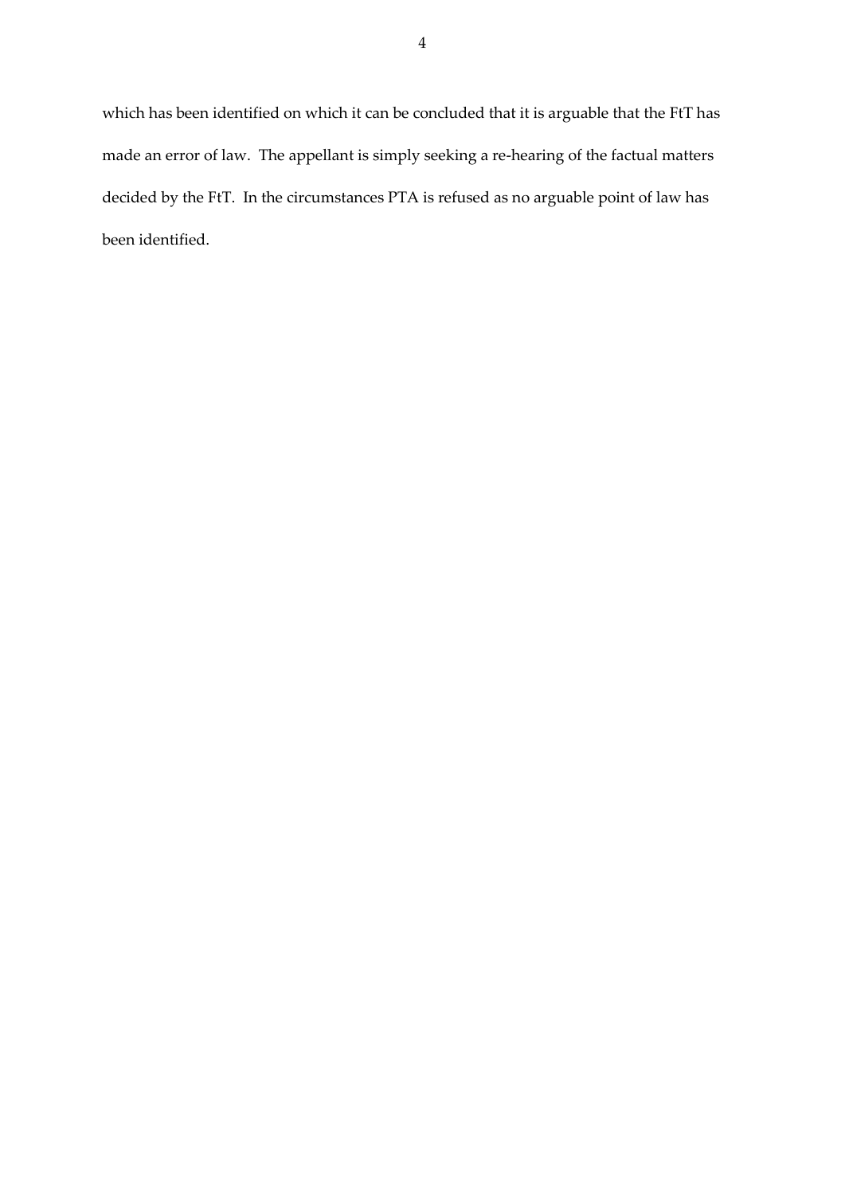which has been identified on which it can be concluded that it is arguable that the FtT has made an error of law. The appellant is simply seeking a re-hearing of the factual matters decided by the FtT. In the circumstances PTA is refused as no arguable point of law has been identified.